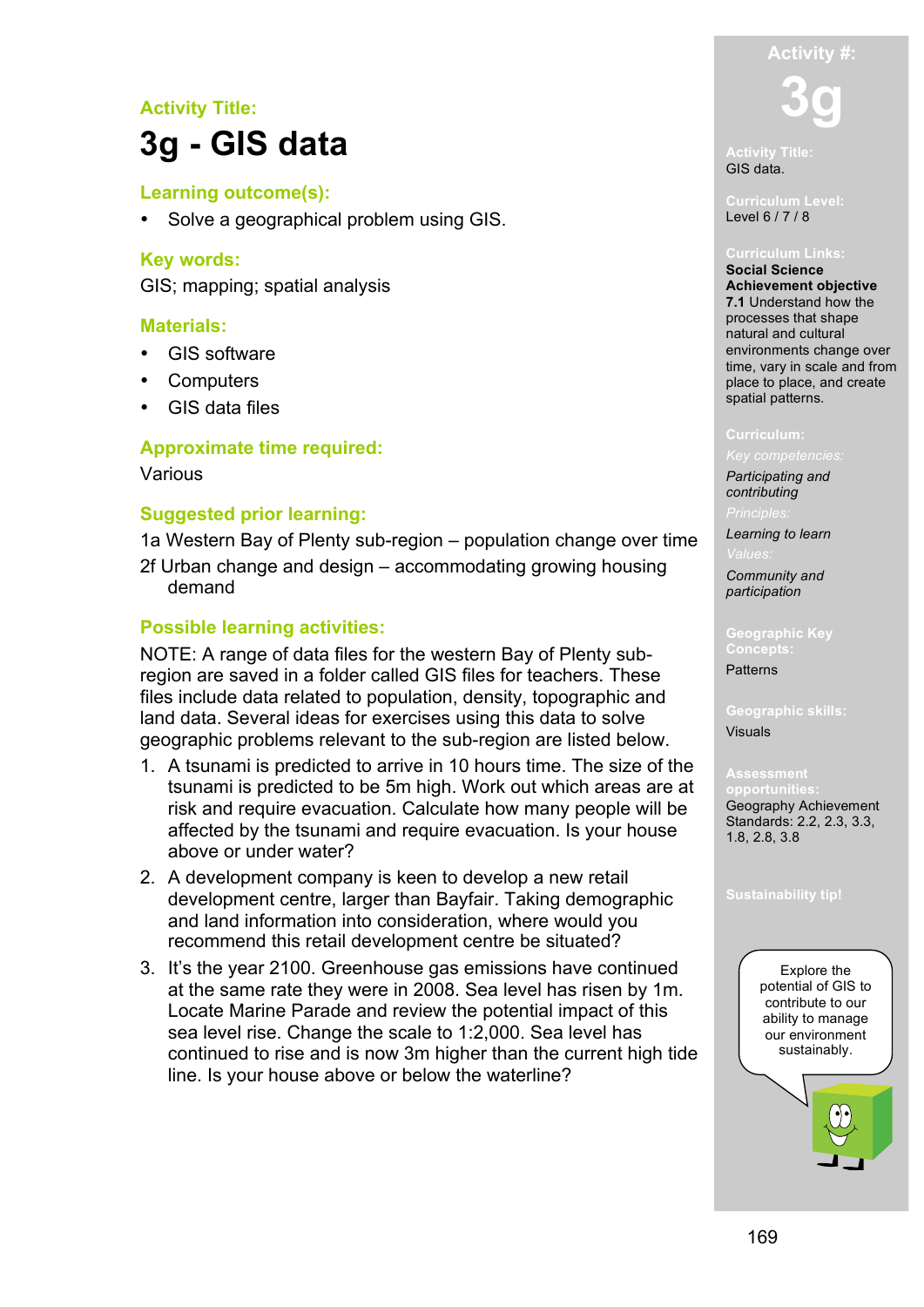Activity Title:

# 3g - GIS data

## Learning outcome(s):

- Solve a geographical problem using GIS.

## Key words:

GIS; mapping; spatial analysis

## Materials:

- GIS software
- Computers
- GIS data files

## Approximate time required:

Various

## Suggested prior learning:

1a Western Bay of Plenty sub-region – population change over time

2f Urban change and design – accommodating growing housing demand

## Possible learning activities:

NOTE: A range of data files for the western Bay of Plenty sub-region are saved in a folder called GIS files for teachers. These files include data related to population, density, topographic and land data. Several ideas for exercises using this data to solve geographic problems relevant to the sub-region are listed below.

1. A tsunami is predicted to arrive in 10 hours time. The size of the tsunami is predicted to be 5m high. Work out which areas are at risk and require evacuation. Calculate how many people will be affected by the tsunami and require evacuation. Is your house above or under water?
2. A development company is keen to develop a new retail development centre, larger than Bayfair. Taking demographic and land information into consideration, where would you recommend this retail development centre be situated?
3. It's the year 2100. Greenhouse gas emissions have continued at the same rate they were in 2008. Sea level has risen by 1m. Locate Marine Parade and review the potential impact of this sea level rise. Change the scale to 1:2,000. Sea level has continued to rise and is now 3m higher than the current high tide line. Is your house above or below the waterline?

---

**Activity #:** 3g

**Activity Title:** GIS data.

**Curriculum Level:** Level 6 / 7 / 8

**Curriculum Links:**
**Social Science Achievement objective 7.1** Understand how the processes that shape natural and cultural environments change over time, vary in scale and from place to place, and create spatial patterns.

**Curriculum:**
*Key competencies:* *Participating and contributing*
*Principles:* *Learning to learn*
*Values:* *Community and participation*

**Geographic Key Concepts:** Patterns

**Geographic skills:** Visuals

**Assessment opportunities:** Geography Achievement Standards: 2.2, 2.3, 3.3, 1.8, 2.8, 3.8

**Sustainability tip!**

Explore the potential of GIS to contribute to our ability to manage our environment sustainably.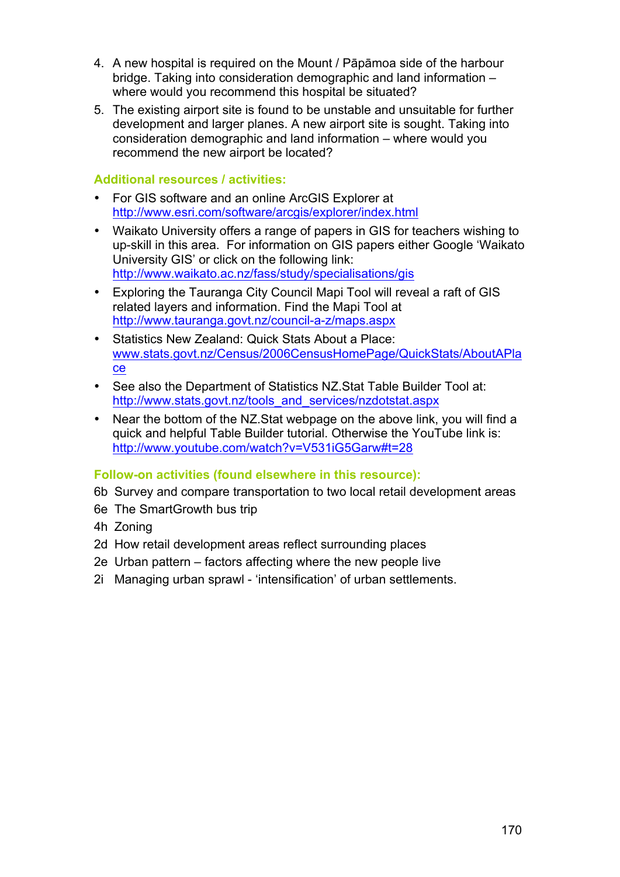4. A new hospital is required on the Mount / Pāpāmoa side of the harbour bridge. Taking into consideration demographic and land information – where would you recommend this hospital be situated?
5. The existing airport site is found to be unstable and unsuitable for further development and larger planes. A new airport site is sought. Taking into consideration demographic and land information – where would you recommend the new airport be located?

### Additional resources / activities:

- For GIS software and an online ArcGIS Explorer at http://www.esri.com/software/arcgis/explorer/index.html
- Waikato University offers a range of papers in GIS for teachers wishing to up-skill in this area. For information on GIS papers either Google 'Waikato University GIS' or click on the following link: http://www.waikato.ac.nz/fass/study/specialisations/gis
- Exploring the Tauranga City Council Mapi Tool will reveal a raft of GIS related layers and information. Find the Mapi Tool at http://www.tauranga.govt.nz/council-a-z/maps.aspx
- Statistics New Zealand: Quick Stats About a Place: www.stats.govt.nz/Census/2006CensusHomePage/QuickStats/AboutAPlace
- See also the Department of Statistics NZ.Stat Table Builder Tool at: http://www.stats.govt.nz/tools_and_services/nzdotstat.aspx
- Near the bottom of the NZ.Stat webpage on the above link, you will find a quick and helpful Table Builder tutorial. Otherwise the YouTube link is: http://www.youtube.com/watch?v=V531iG5Garw#t=28

### Follow-on activities (found elsewhere in this resource):

6b Survey and compare transportation to two local retail development areas
6e The SmartGrowth bus trip
4h Zoning
2d How retail development areas reflect surrounding places
2e Urban pattern – factors affecting where the new people live
2i Managing urban sprawl - 'intensification' of urban settlements.